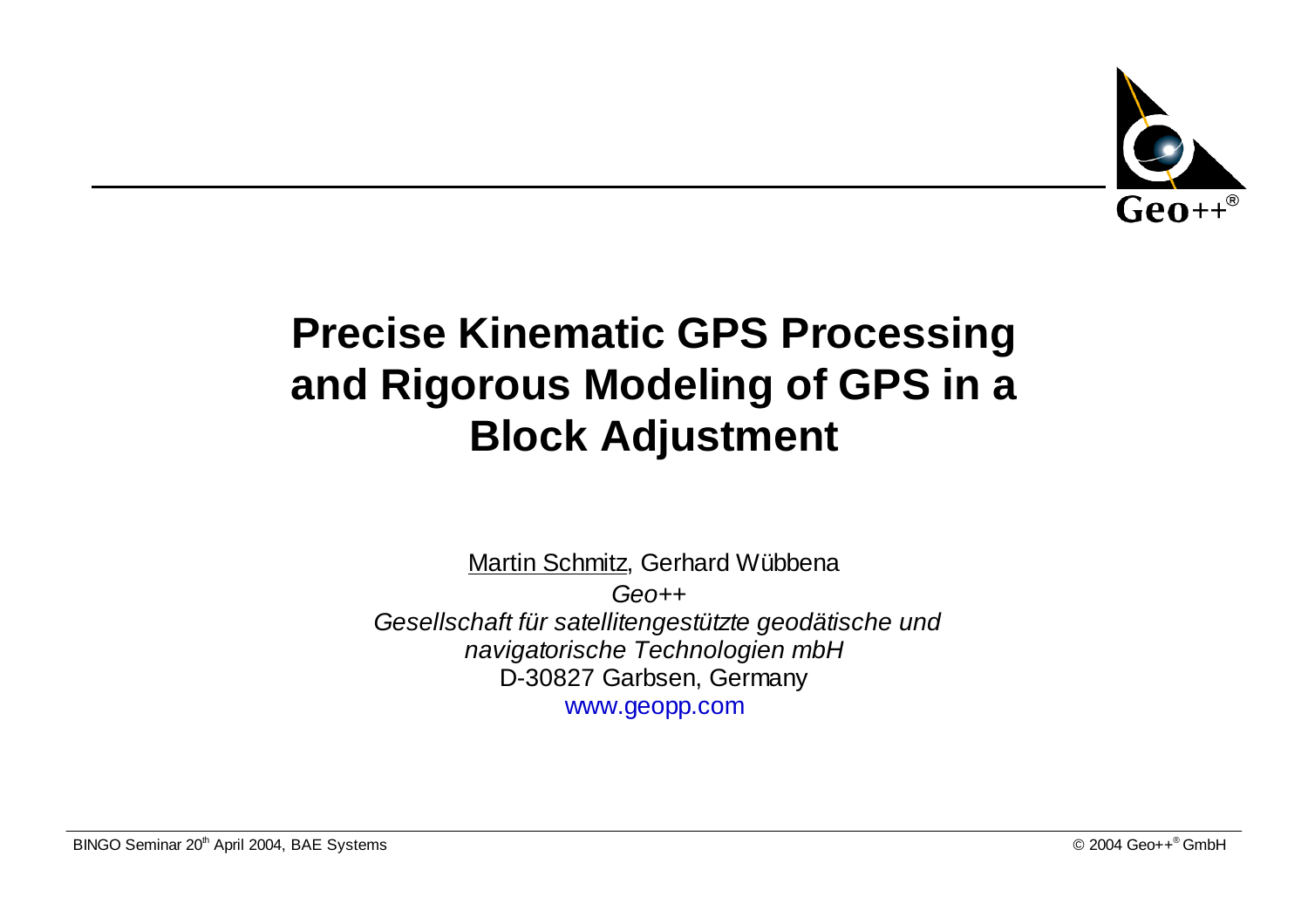# Precise Kinematic GPS Processing and Rigorous Modeling of GPS in a Block Adjustment

Martin Schmitz, Gerhard Wübbena

*Geo++*

*Gesellschaft für satellitengestützte geodätische und navigatorische Technologien mbH*

D-30827 Garbsen, Germany

www.geopp.com

BINGO Seminar 20th April 2004, BAE Systems

© 2004 Geo++® GmbH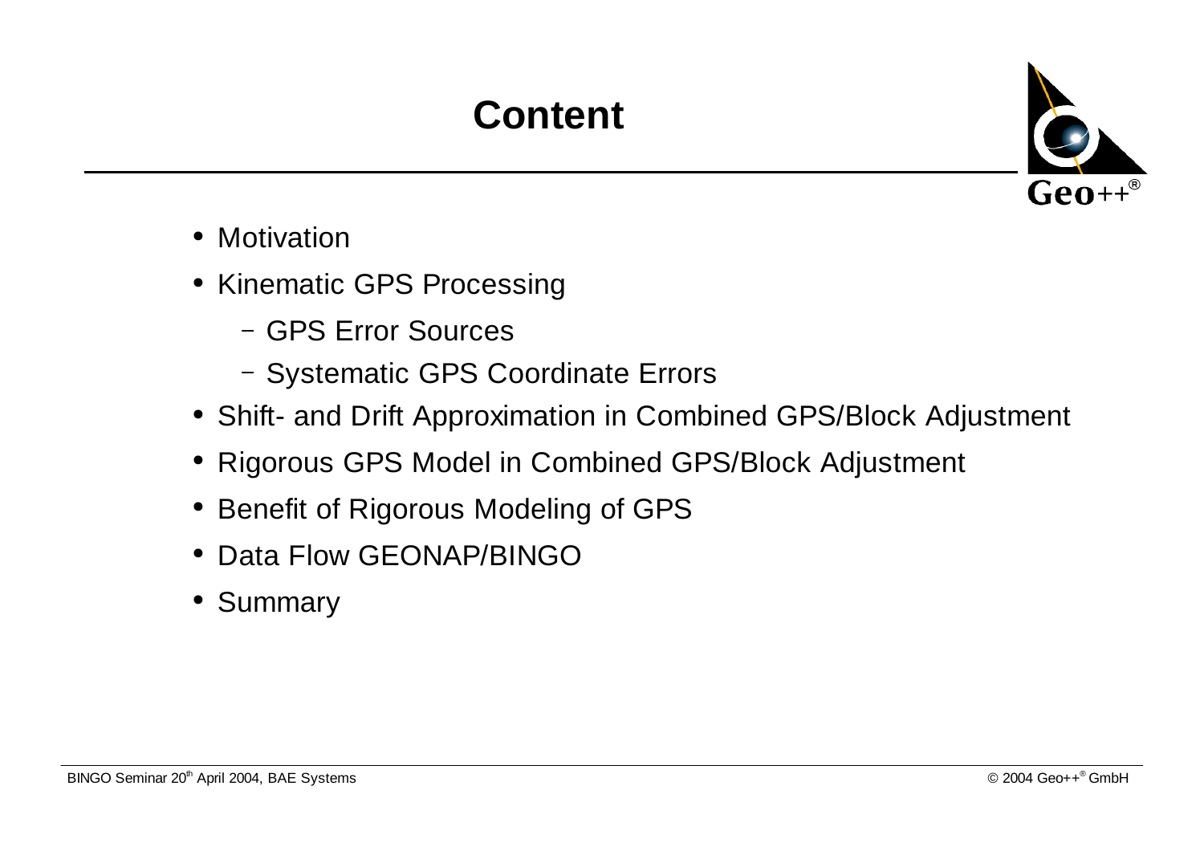# Content

- Motivation
- Kinematic GPS Processing
  - GPS Error Sources
  - Systematic GPS Coordinate Errors
- Shift- and Drift Approximation in Combined GPS/Block Adjustment
- Rigorous GPS Model in Combined GPS/Block Adjustment
- Benefit of Rigorous Modeling of GPS
- Data Flow GEONAP/BINGO
- Summary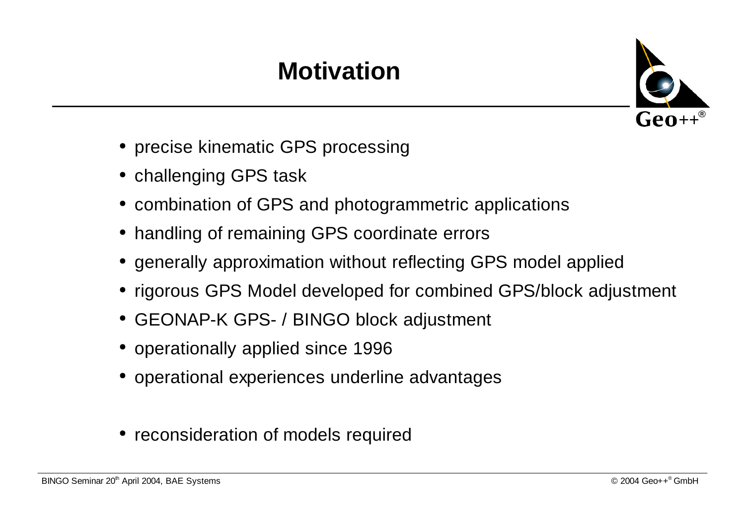# Motivation

- precise kinematic GPS processing
- challenging GPS task
- combination of GPS and photogrammetric applications
- handling of remaining GPS coordinate errors
- generally approximation without reflecting GPS model applied
- rigorous GPS Model developed for combined GPS/block adjustment
- GEONAP-K GPS- / BINGO block adjustment
- operationally applied since 1996
- operational experiences underline advantages

- reconsideration of models required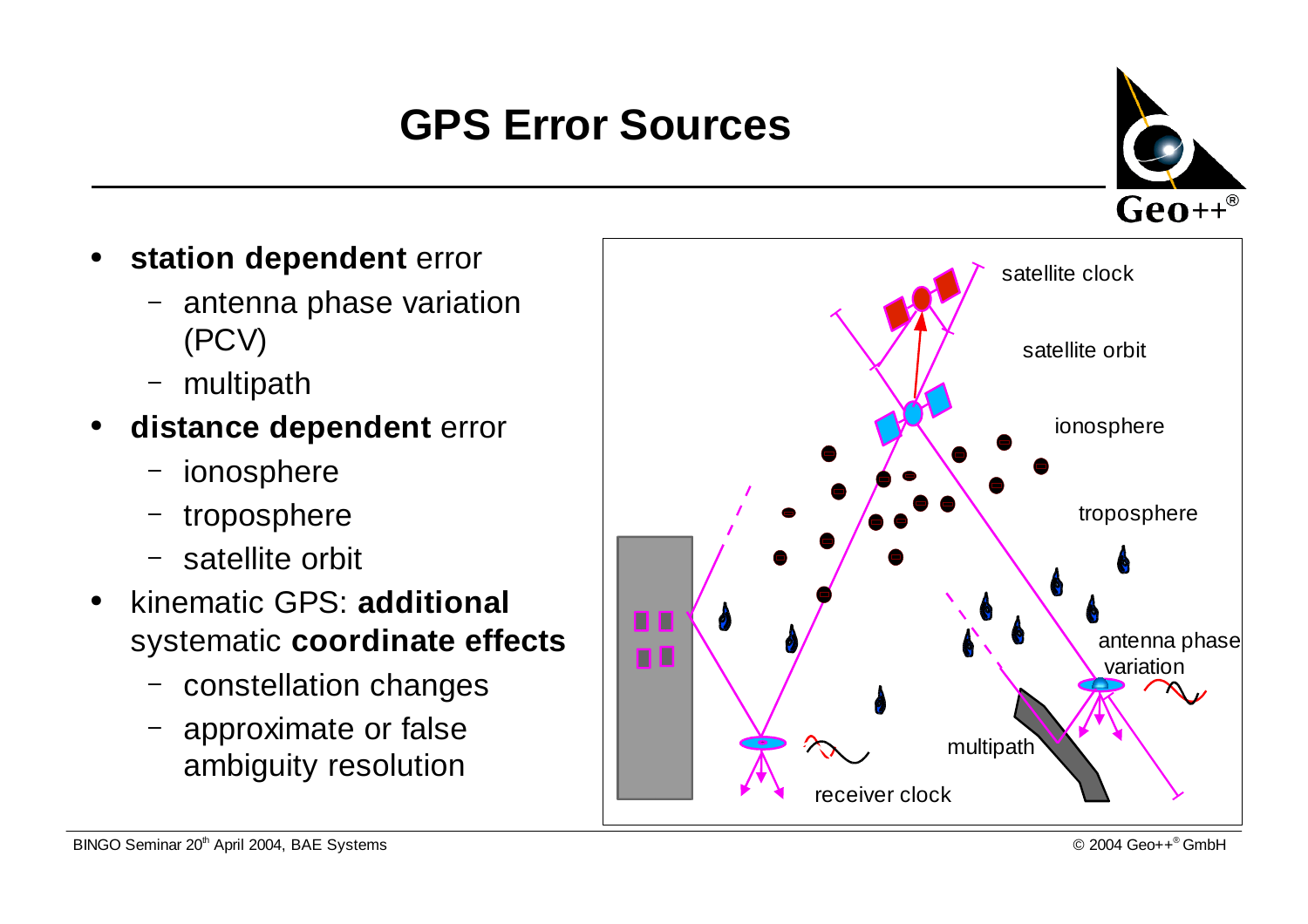# GPS Error Sources

- **station dependent** error
  - antenna phase variation (PCV)
  - multipath
- **distance dependent** error
  - ionosphere
  - troposphere
  - satellite orbit
- kinematic GPS: **additional** systematic **coordinate effects**
  - constellation changes
  - approximate or false ambiguity resolution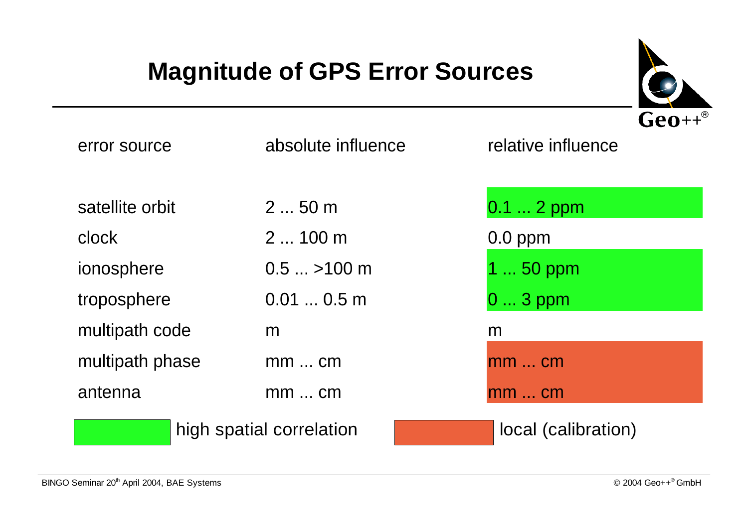# Magnitude of GPS Error Sources

| error source | absolute influence | relative influence |
|---|---|---|
| satellite orbit | 2 ... 50 m | 0.1 ... 2 ppm |
| clock | 2 ... 100 m | 0.0 ppm |
| ionosphere | 0.5 ... >100 m | 1 ... 50 ppm |
| troposphere | 0.01 ... 0.5 m | 0 ... 3 ppm |
| multipath code | m | m |
| multipath phase | mm ... cm | mm ... cm |
| antenna | mm ... cm | mm ... cm |

Legend: green = high spatial correlation (satellite orbit, ionosphere, troposphere); orange = local (calibration) (multipath phase, antenna)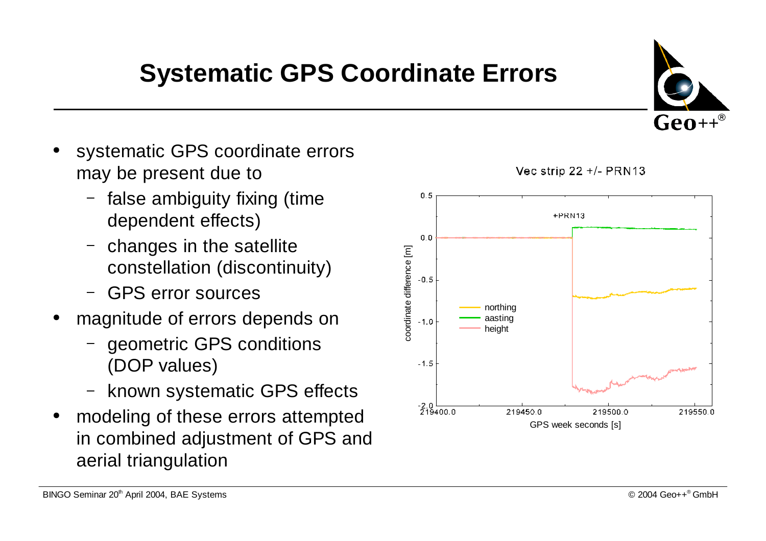# Systematic GPS Coordinate Errors

- systematic GPS coordinate errors may be present due to
  - false ambiguity fixing (time dependent effects)
  - changes in the satellite constellation (discontinuity)
  - GPS error sources
- magnitude of errors depends on
  - geometric GPS conditions (DOP values)
  - known systematic GPS effects
- modeling of these errors attempted in combined adjustment of GPS and aerial triangulation

Vec strip 22 +/- PRN13

+PRN13

coordinate difference [m]

GPS week seconds [s]

northing
aasting
height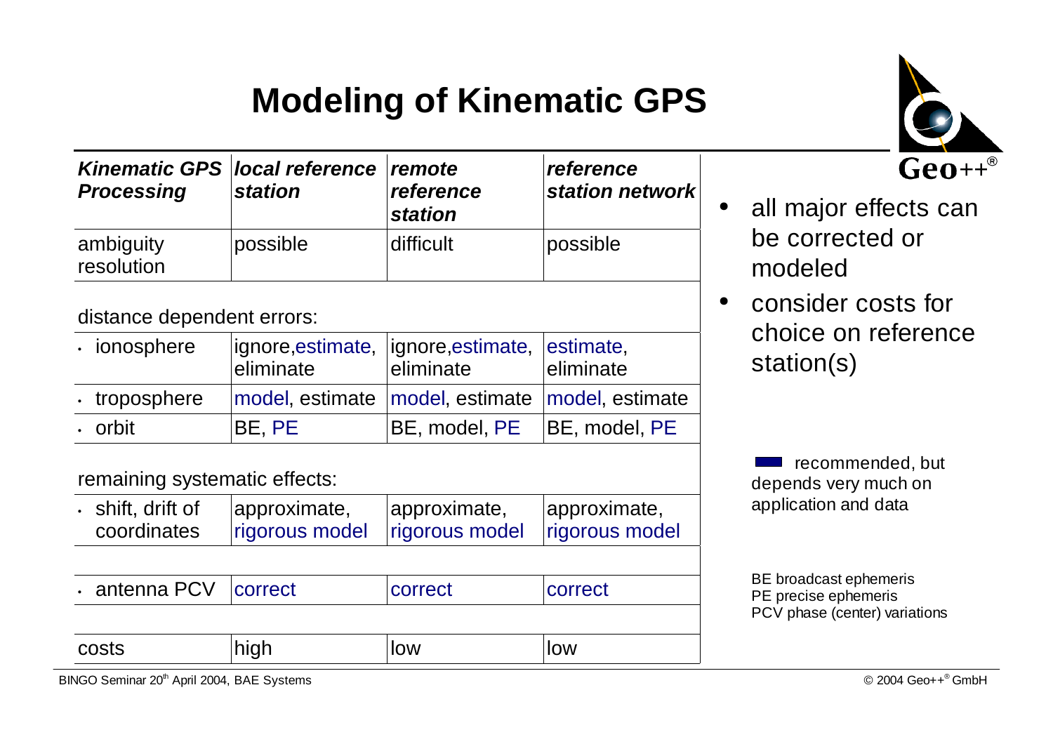# Modeling of Kinematic GPS

| *Kinematic GPS Processing* | *local reference station* | *remote reference station* | *reference station network* |
|---|---|---|---|
| ambiguity resolution | possible | difficult | possible |
| distance dependent errors: | | | |
| · ionosphere | ignore, estimate, eliminate | ignore, estimate, eliminate | estimate, eliminate |
| · troposphere | model, estimate | model, estimate | model, estimate |
| · orbit | BE, PE | BE, model, PE | BE, model, PE |
| remaining systematic effects: | | | |
| · shift, drift of coordinates | approximate, rigorous model | approximate, rigorous model | approximate, rigorous model |
| · antenna PCV | correct | correct | correct |
| costs | high | low | low |

- all major effects can be corrected or modeled
- consider costs for choice on reference station(s)

(highlighted) recommended, but depends very much on application and data

BE broadcast ephemeris
PE precise ephemeris
PCV phase (center) variations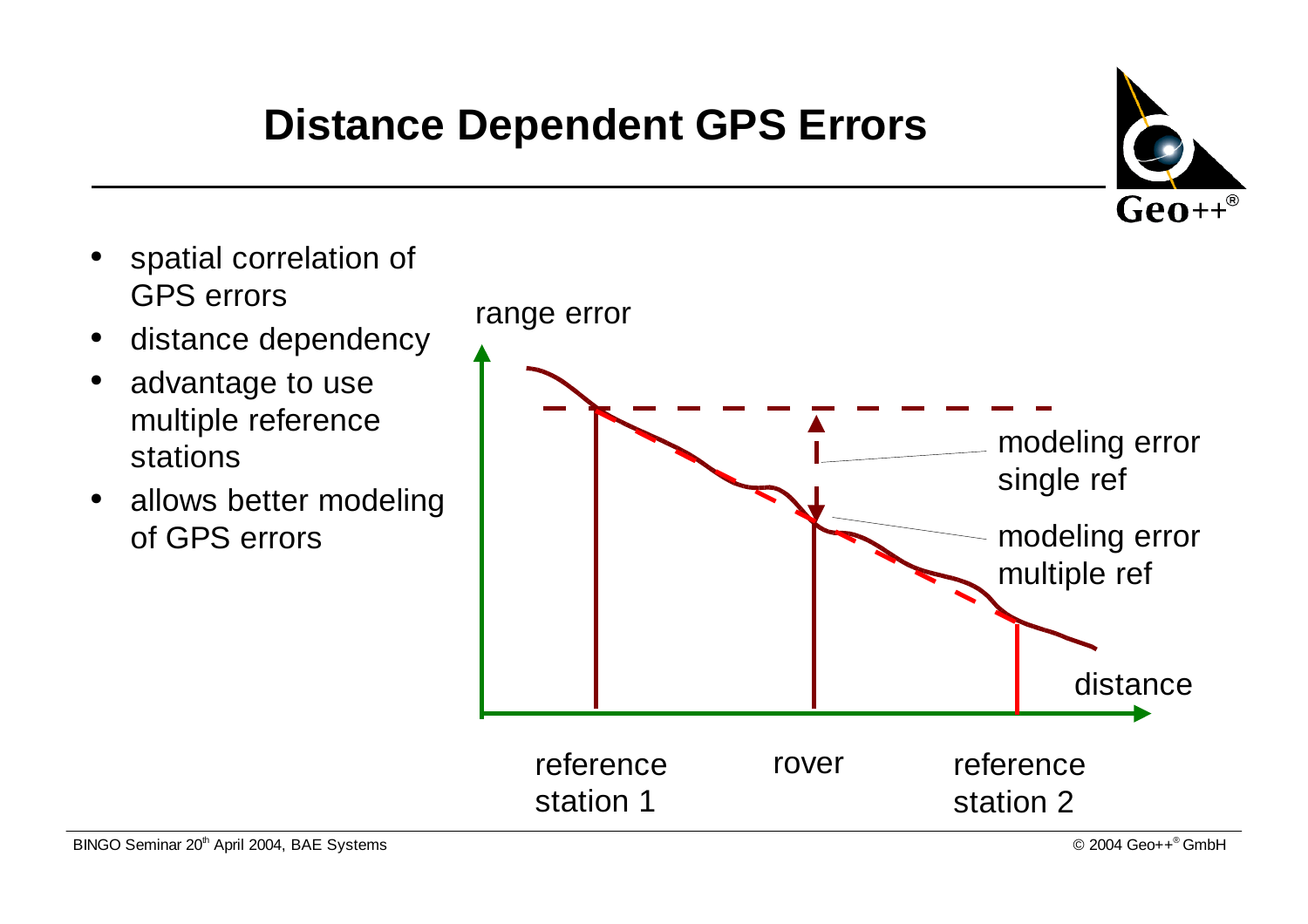# Distance Dependent GPS Errors

- spatial correlation of GPS errors
- distance dependency
- advantage to use multiple reference stations
- allows better modeling of GPS errors

range error

modeling error single ref

modeling error multiple ref

distance

reference station 1

rover

reference station 2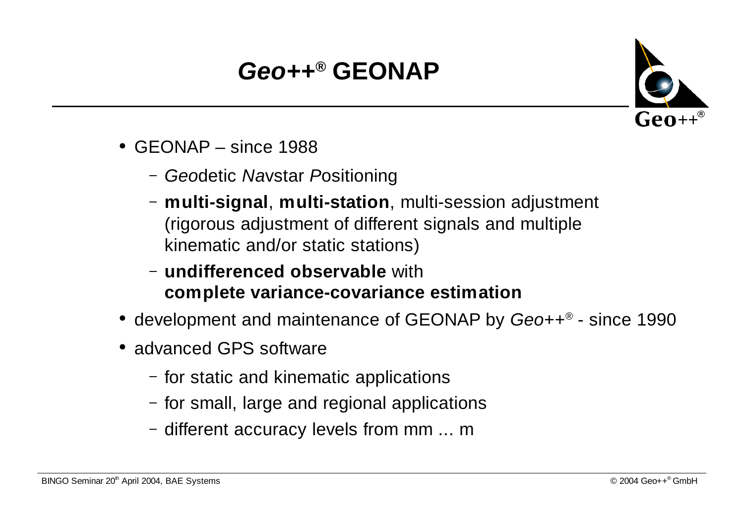# *Geo++*® GEONAP

- GEONAP – since 1988
  - *Geo*detic *Na*vstar *P*ositioning
  - **multi-signal**, **multi-station**, multi-session adjustment (rigorous adjustment of different signals and multiple kinematic and/or static stations)
  - **undifferenced observable** with **complete variance-covariance estimation**
- development and maintenance of GEONAP by *Geo++*® - since 1990
- advanced GPS software
  - for static and kinematic applications
  - for small, large and regional applications
  - different accuracy levels from mm ... m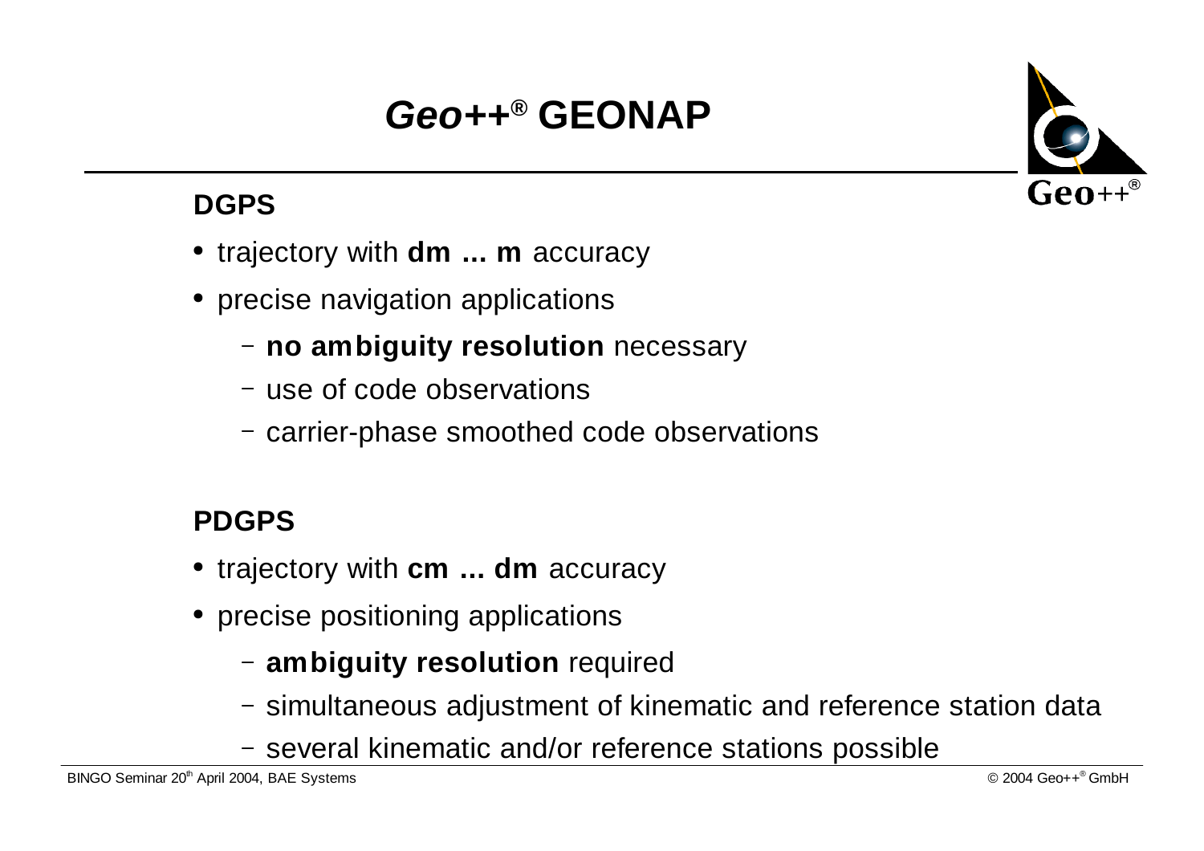# *Geo++*® GEONAP

## DGPS

- trajectory with **dm ... m** accuracy
- precise navigation applications
  - **no ambiguity resolution** necessary
  - use of code observations
  - carrier-phase smoothed code observations

## PDGPS

- trajectory with **cm ... dm** accuracy
- precise positioning applications
  - **ambiguity resolution** required
  - simultaneous adjustment of kinematic and reference station data
  - several kinematic and/or reference stations possible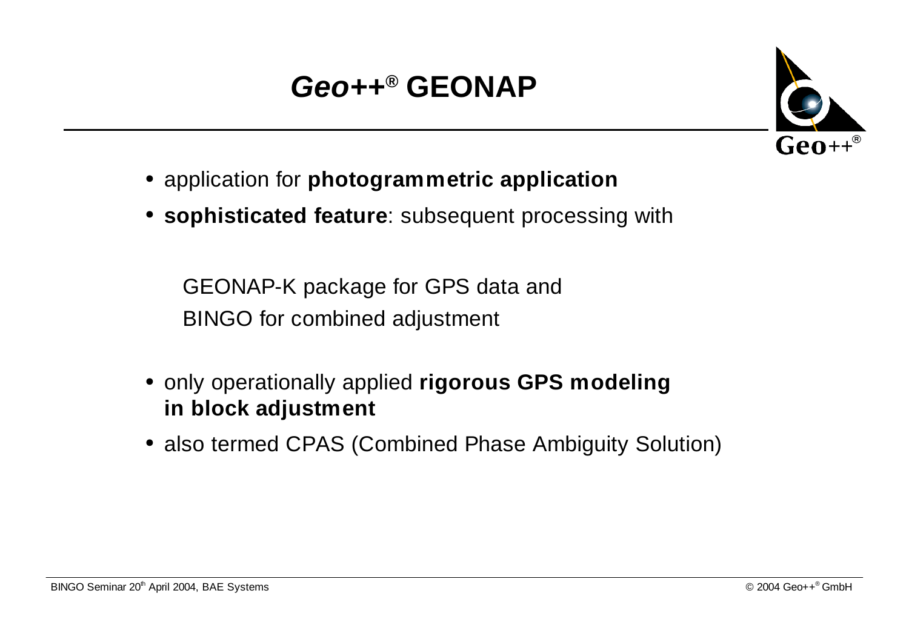# *Geo++*® GEONAP

- application for **photogrammetric application**
- **sophisticated feature**: subsequent processing with

  GEONAP-K package for GPS data and
  BINGO for combined adjustment

- only operationally applied **rigorous GPS modeling in block adjustment**
- also termed CPAS (Combined Phase Ambiguity Solution)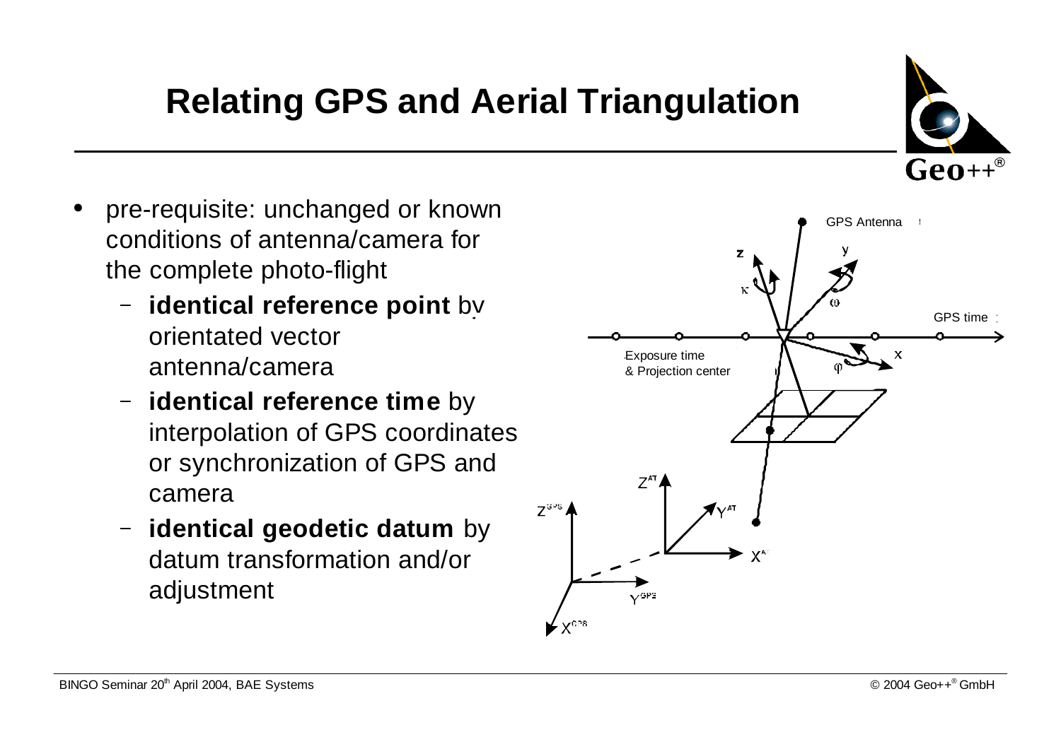# Relating GPS and Aerial Triangulation

- pre-requisite: unchanged or known conditions of antenna/camera for the complete photo-flight
  - **identical reference point** by orientated vector antenna/camera
  - **identical reference time** by interpolation of GPS coordinates or synchronization of GPS and camera
  - **identical geodetic datum** by datum transformation and/or adjustment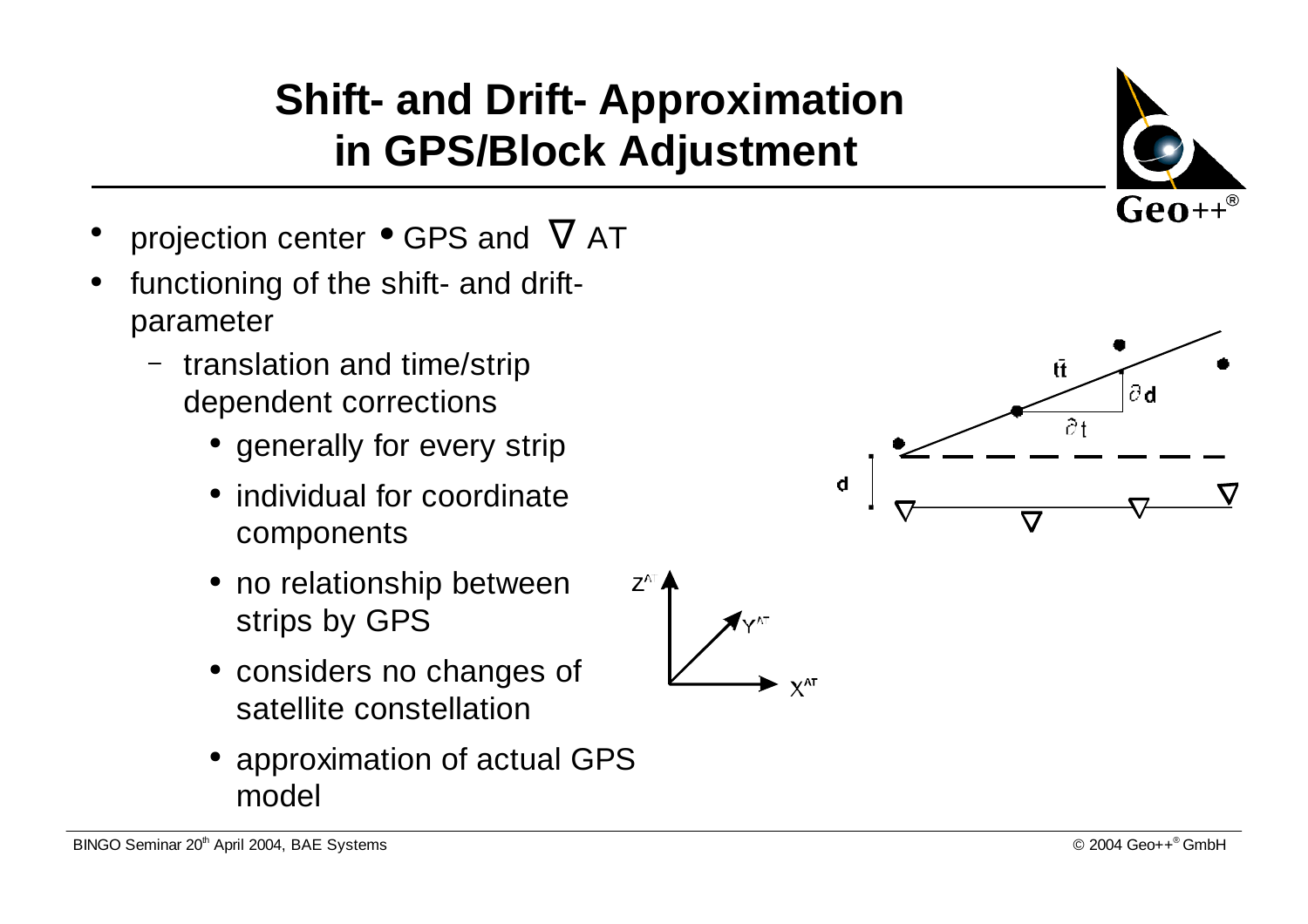# Shift- and Drift- Approximation in GPS/Block Adjustment

- projection center • GPS and ∇ AT
- functioning of the shift- and drift-parameter
  - translation and time/strip dependent corrections
    - generally for every strip
    - individual for coordinate components
    - no relationship between strips by GPS
    - considers no changes of satellite constellation
    - approximation of actual GPS model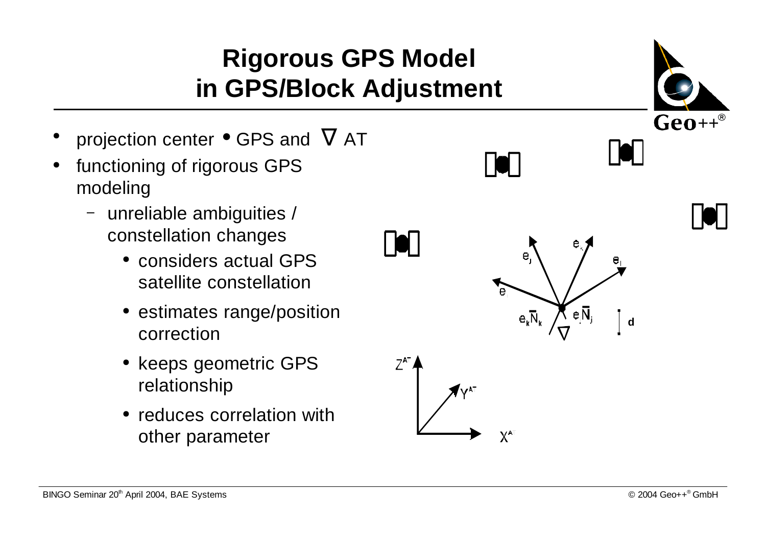# Rigorous GPS Model in GPS/Block Adjustment

- projection center • GPS and ∇ AT
- functioning of rigorous GPS modeling
  - unreliable ambiguities / constellation changes
    - considers actual GPS satellite constellation
    - estimates range/position correction
    - keeps geometric GPS relationship
    - reduces correlation with other parameter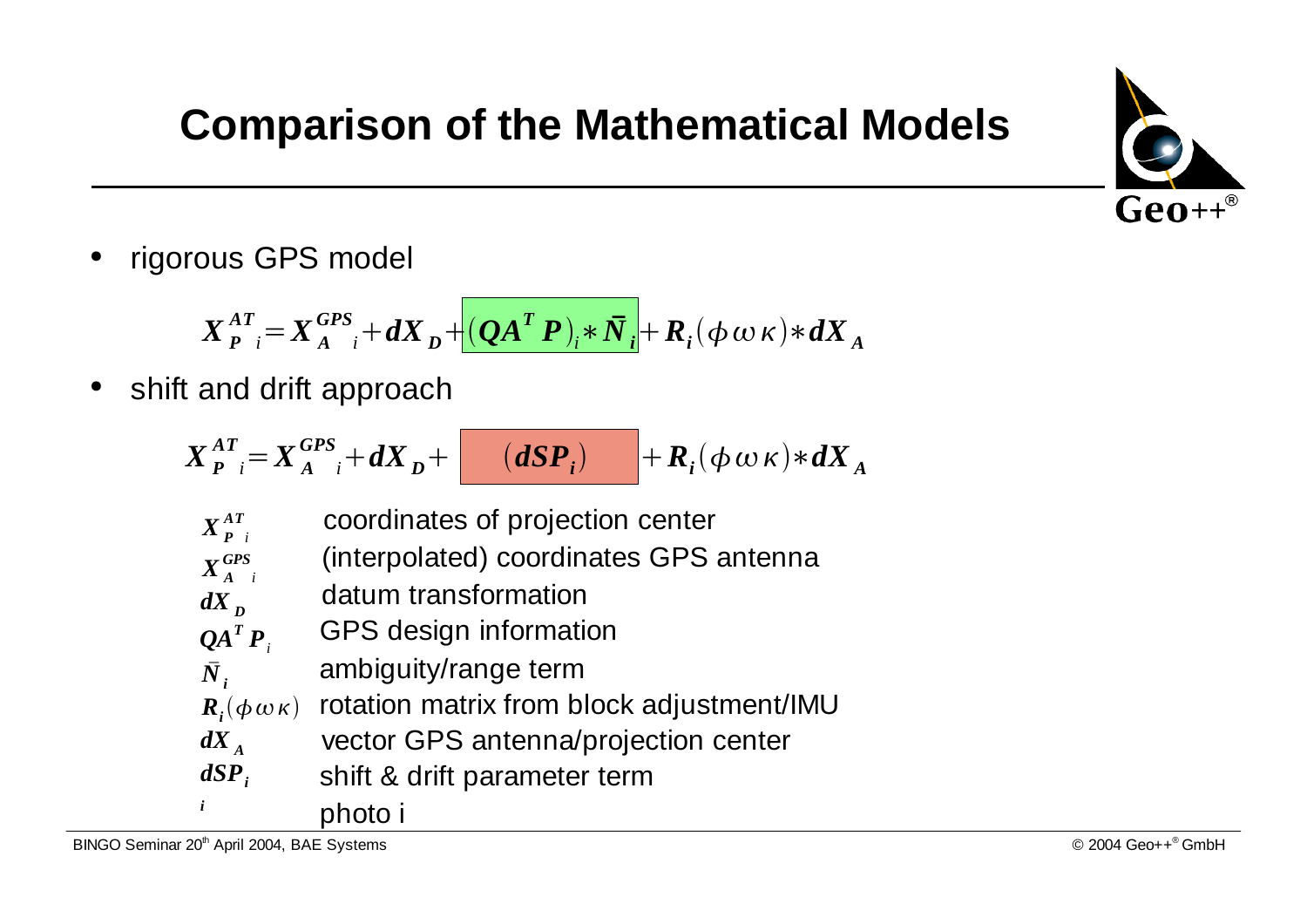# Comparison of the Mathematical Models

- rigorous GPS model

$$X_{P\ i}^{AT} = X_{A\ i}^{GPS} + dX_D + (QA^T P)_i * \bar{N}_i + R_i(\phi\omega\kappa) * dX_A$$

- shift and drift approach

$$X_{P\ i}^{AT} = X_{A\ i}^{GPS} + dX_D + (dSP_i) + R_i(\phi\omega\kappa) * dX_A$$

| | |
|---|---|
| $X_{P\ i}^{AT}$ | coordinates of projection center |
| $X_{A\ i}^{GPS}$ | (interpolated) coordinates GPS antenna |
| $dX_D$ | datum transformation |
| $QA^T P_i$ | GPS design information |
| $\bar{N}_i$ | ambiguity/range term |
| $R_i(\phi\omega\kappa)$ | rotation matrix from block adjustment/IMU |
| $dX_A$ | vector GPS antenna/projection center |
| $dSP_i$ | shift & drift parameter term |
| $i$ | photo i |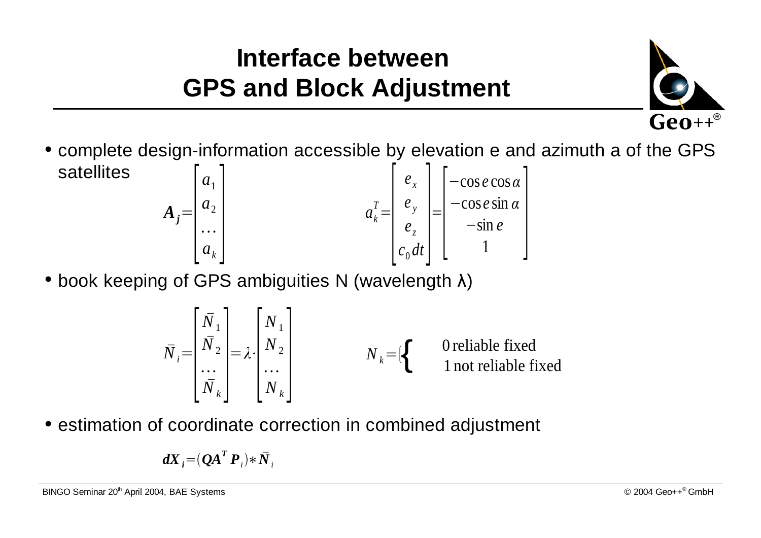# Interface between GPS and Block Adjustment

- complete design-information accessible by elevation e and azimuth a of the GPS satellites

$$A_j = \begin{bmatrix} a_1 \\ a_2 \\ \dots \\ a_k \end{bmatrix} \qquad a_k^T = \begin{bmatrix} e_x \\ e_y \\ e_z \\ c_0 dt \end{bmatrix} = \begin{bmatrix} -\cos e \cos\alpha \\ -\cos e \sin\alpha \\ -\sin e \\ 1 \end{bmatrix}$$

- book keeping of GPS ambiguities N (wavelength λ)

$$\bar{N}_i = \begin{bmatrix} \bar{N}_1 \\ \bar{N}_2 \\ \dots \\ \bar{N}_k \end{bmatrix} = \lambda \cdot \begin{bmatrix} N_1 \\ N_2 \\ \dots \\ N_k \end{bmatrix} \qquad N_k = \begin{cases} 0 \text{ reliable fixed} \\ 1 \text{ not reliable fixed} \end{cases}$$

- estimation of coordinate correction in combined adjustment

$$dX_i = (QA^T P_i) * \bar{N}_i$$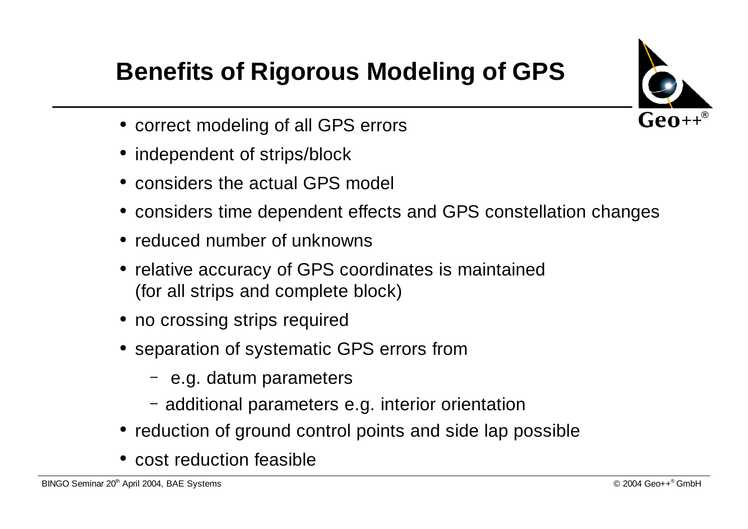# Benefits of Rigorous Modeling of GPS

- correct modeling of all GPS errors
- independent of strips/block
- considers the actual GPS model
- considers time dependent effects and GPS constellation changes
- reduced number of unknowns
- relative accuracy of GPS coordinates is maintained (for all strips and complete block)
- no crossing strips required
- separation of systematic GPS errors from
  - e.g. datum parameters
  - additional parameters e.g. interior orientation
- reduction of ground control points and side lap possible
- cost reduction feasible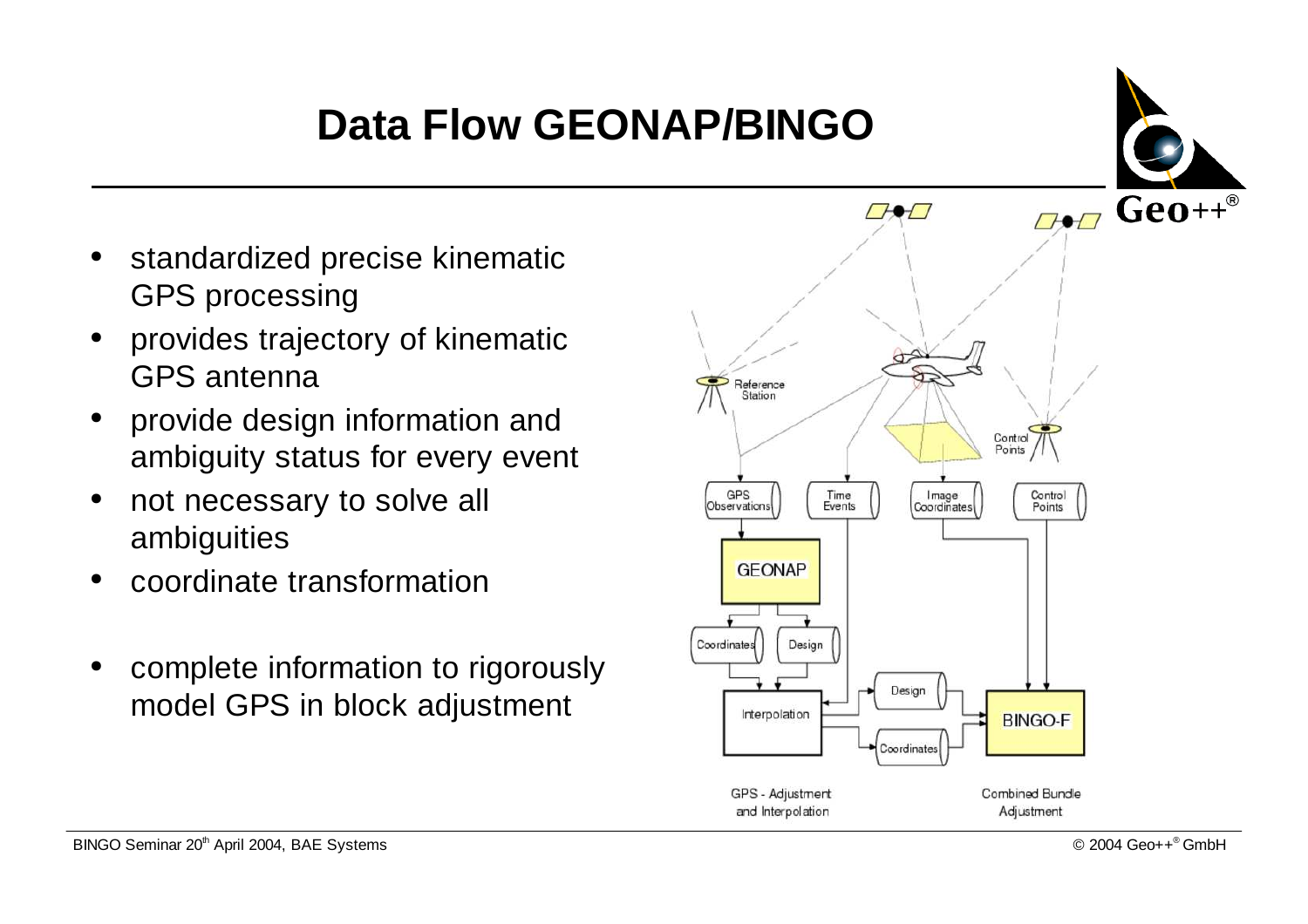# Data Flow GEONAP/BINGO

- standardized precise kinematic GPS processing
- provides trajectory of kinematic GPS antenna
- provide design information and ambiguity status for every event
- not necessary to solve all ambiguities
- coordinate transformation
- complete information to rigorously model GPS in block adjustment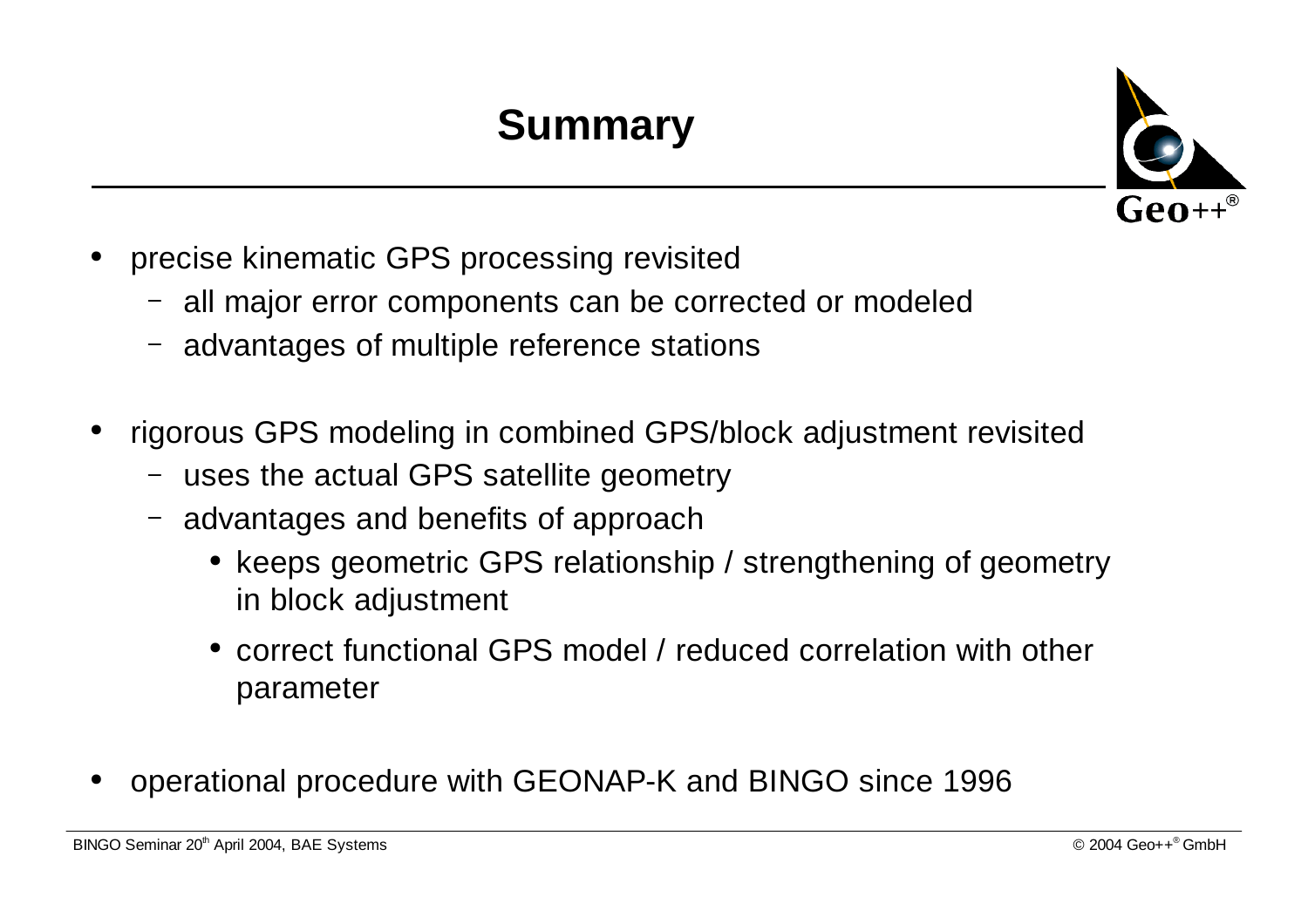# Summary

- precise kinematic GPS processing revisited
  - all major error components can be corrected or modeled
  - advantages of multiple reference stations
- rigorous GPS modeling in combined GPS/block adjustment revisited
  - uses the actual GPS satellite geometry
  - advantages and benefits of approach
    - keeps geometric GPS relationship / strengthening of geometry in block adjustment
    - correct functional GPS model / reduced correlation with other parameter
- operational procedure with GEONAP-K and BINGO since 1996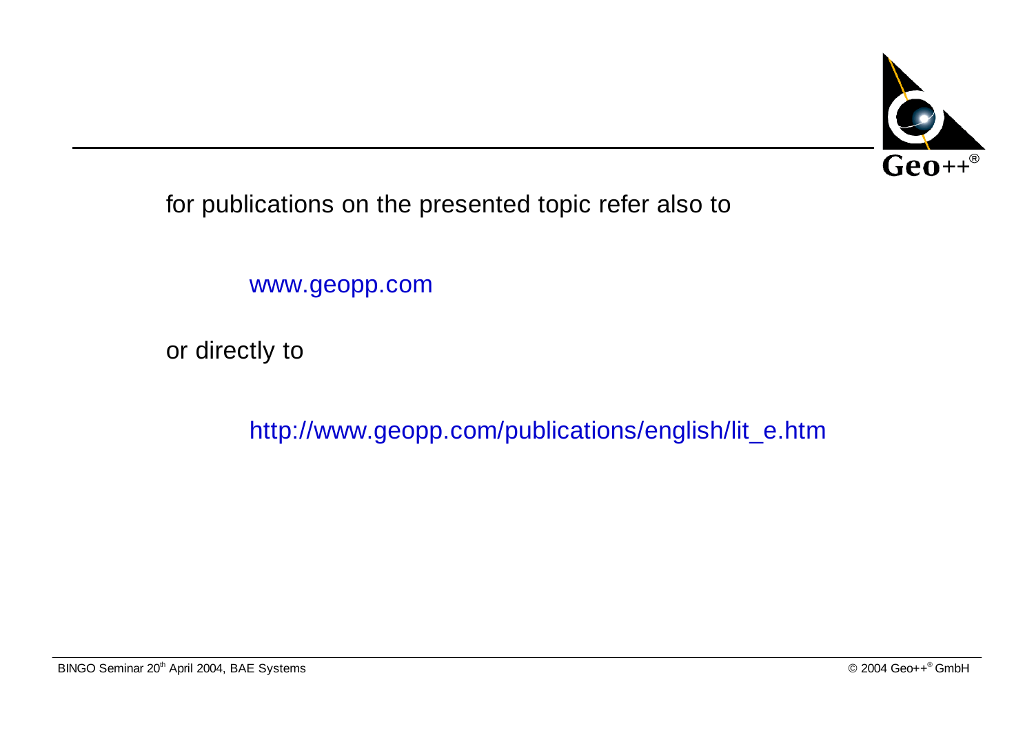for publications on the presented topic refer also to

www.geopp.com

or directly to

http://www.geopp.com/publications/english/lit_e.htm